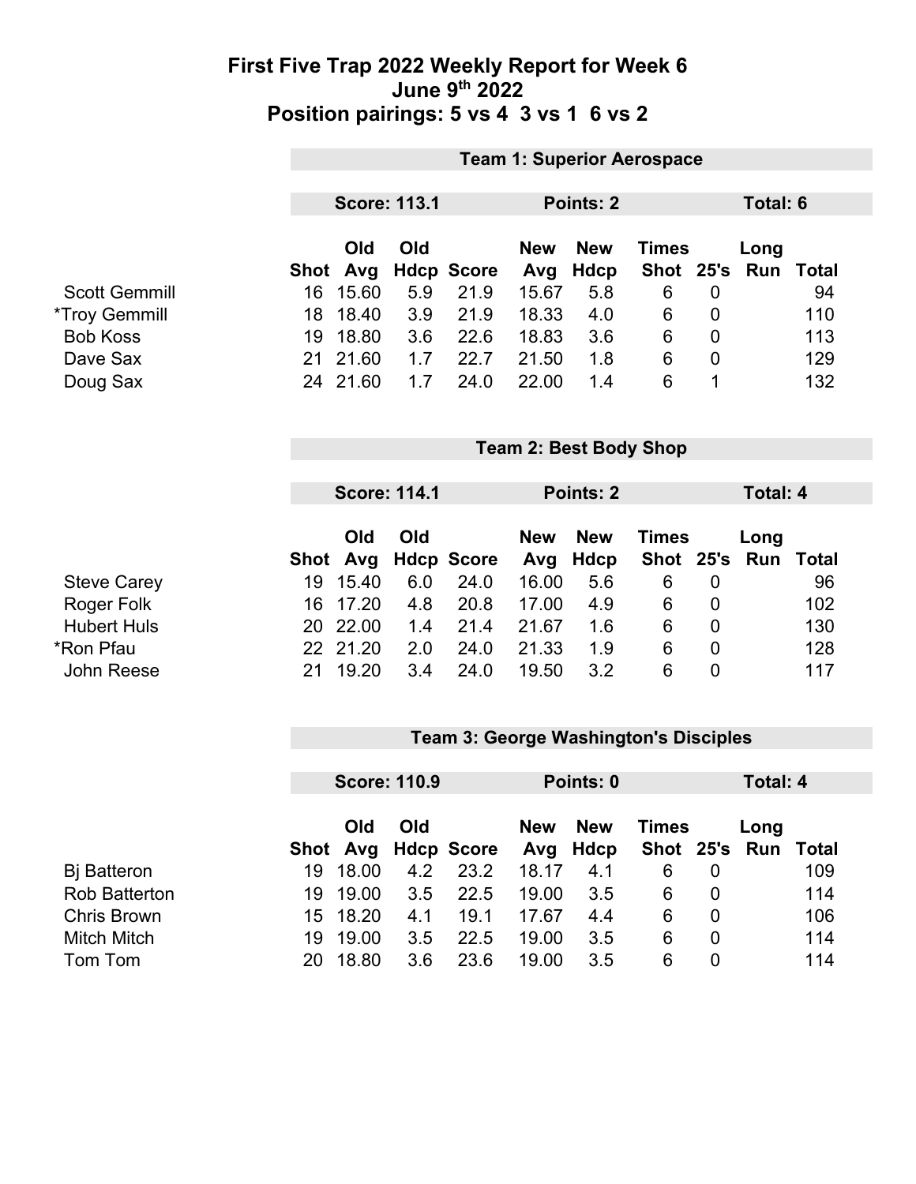# First Five Trap 2022 Weekly Report for Week 6

## June 9th 2022

## Position pairings: 5 vs 4  3 vs 1  6 vs 2

### Team 1: Superior Aerospace

**Score: 113.1** | **Points: 2** | **Total: 6**

| | Shot | Old Avg | Old Hdcp | Score | New Avg | New Hdcp | Times Shot | 25's | Long Run | Total |
|---|---|---|---|---|---|---|---|---|---|---|
| Scott Gemmill | 16 | 15.60 | 5.9 | 21.9 | 15.67 | 5.8 | 6 | 0 | | 94 |
| *Troy Gemmill | 18 | 18.40 | 3.9 | 21.9 | 18.33 | 4.0 | 6 | 0 | | 110 |
| Bob Koss | 19 | 18.80 | 3.6 | 22.6 | 18.83 | 3.6 | 6 | 0 | | 113 |
| Dave Sax | 21 | 21.60 | 1.7 | 22.7 | 21.50 | 1.8 | 6 | 0 | | 129 |
| Doug Sax | 24 | 21.60 | 1.7 | 24.0 | 22.00 | 1.4 | 6 | 1 | | 132 |

### Team 2: Best Body Shop

**Score: 114.1** | **Points: 2** | **Total: 4**

| | Shot | Old Avg | Old Hdcp | Score | New Avg | New Hdcp | Times Shot | 25's | Long Run | Total |
|---|---|---|---|---|---|---|---|---|---|---|
| Steve Carey | 19 | 15.40 | 6.0 | 24.0 | 16.00 | 5.6 | 6 | 0 | | 96 |
| Roger Folk | 16 | 17.20 | 4.8 | 20.8 | 17.00 | 4.9 | 6 | 0 | | 102 |
| Hubert Huls | 20 | 22.00 | 1.4 | 21.4 | 21.67 | 1.6 | 6 | 0 | | 130 |
| *Ron Pfau | 22 | 21.20 | 2.0 | 24.0 | 21.33 | 1.9 | 6 | 0 | | 128 |
| John Reese | 21 | 19.20 | 3.4 | 24.0 | 19.50 | 3.2 | 6 | 0 | | 117 |

### Team 3: George Washington's Disciples

**Score: 110.9** | **Points: 0** | **Total: 4**

| | Shot | Old Avg | Old Hdcp | Score | New Avg | New Hdcp | Times Shot | 25's | Long Run | Total |
|---|---|---|---|---|---|---|---|---|---|---|
| Bj Batteron | 19 | 18.00 | 4.2 | 23.2 | 18.17 | 4.1 | 6 | 0 | | 109 |
| Rob Batterton | 19 | 19.00 | 3.5 | 22.5 | 19.00 | 3.5 | 6 | 0 | | 114 |
| Chris Brown | 15 | 18.20 | 4.1 | 19.1 | 17.67 | 4.4 | 6 | 0 | | 106 |
| Mitch Mitch | 19 | 19.00 | 3.5 | 22.5 | 19.00 | 3.5 | 6 | 0 | | 114 |
| Tom Tom | 20 | 18.80 | 3.6 | 23.6 | 19.00 | 3.5 | 6 | 0 | | 114 |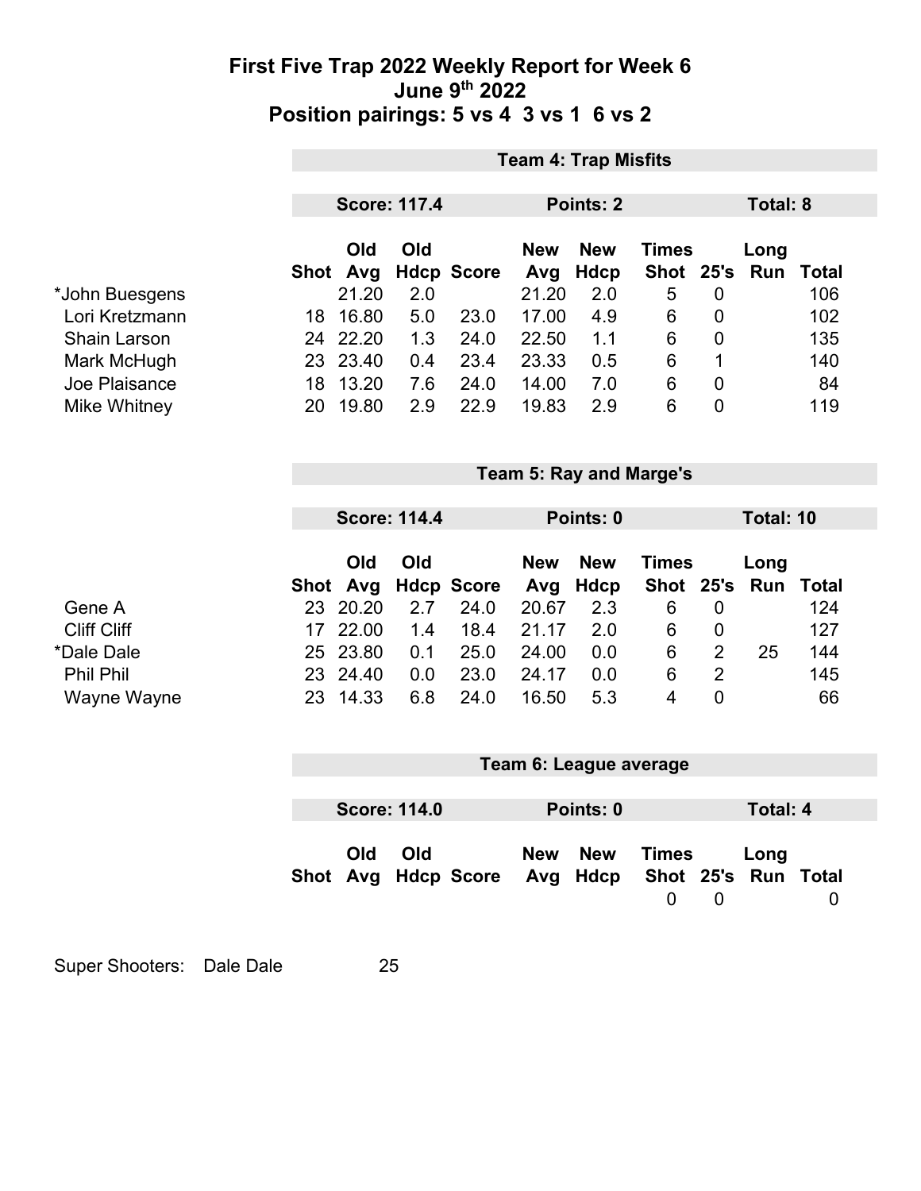# First Five Trap 2022 Weekly Report for Week 6
## June 9th 2022
## Position pairings: 5 vs 4 3 vs 1 6 vs 2

### Team 4: Trap Misfits

**Score: 117.4** | **Points: 2** | **Total: 8**

| | Shot | Old Avg | Old Hdcp | Score | New Avg | New Hdcp | Times Shot | 25's | Long Run | Total |
|---|---|---|---|---|---|---|---|---|---|---|
| *John Buesgens | | 21.20 | 2.0 | | 21.20 | 2.0 | 5 | 0 | | 106 |
| Lori Kretzmann | 18 | 16.80 | 5.0 | 23.0 | 17.00 | 4.9 | 6 | 0 | | 102 |
| Shain Larson | 24 | 22.20 | 1.3 | 24.0 | 22.50 | 1.1 | 6 | 0 | | 135 |
| Mark McHugh | 23 | 23.40 | 0.4 | 23.4 | 23.33 | 0.5 | 6 | 1 | | 140 |
| Joe Plaisance | 18 | 13.20 | 7.6 | 24.0 | 14.00 | 7.0 | 6 | 0 | | 84 |
| Mike Whitney | 20 | 19.80 | 2.9 | 22.9 | 19.83 | 2.9 | 6 | 0 | | 119 |

### Team 5: Ray and Marge's

**Score: 114.4** | **Points: 0** | **Total: 10**

| | Shot | Old Avg | Old Hdcp | Score | New Avg | New Hdcp | Times Shot | 25's | Long Run | Total |
|---|---|---|---|---|---|---|---|---|---|---|
| Gene A | 23 | 20.20 | 2.7 | 24.0 | 20.67 | 2.3 | 6 | 0 | | 124 |
| Cliff Cliff | 17 | 22.00 | 1.4 | 18.4 | 21.17 | 2.0 | 6 | 0 | | 127 |
| *Dale Dale | 25 | 23.80 | 0.1 | 25.0 | 24.00 | 0.0 | 6 | 2 | 25 | 144 |
| Phil Phil | 23 | 24.40 | 0.0 | 23.0 | 24.17 | 0.0 | 6 | 2 | | 145 |
| Wayne Wayne | 23 | 14.33 | 6.8 | 24.0 | 16.50 | 5.3 | 4 | 0 | | 66 |

### Team 6: League average

**Score: 114.0** | **Points: 0** | **Total: 4**

| | Shot | Old Avg | Old Hdcp | Score | New Avg | New Hdcp | Times Shot | 25's | Long Run | Total |
|---|---|---|---|---|---|---|---|---|---|---|
| | | | | | | | 0 | 0 | | 0 |

Super Shooters: Dale Dale 25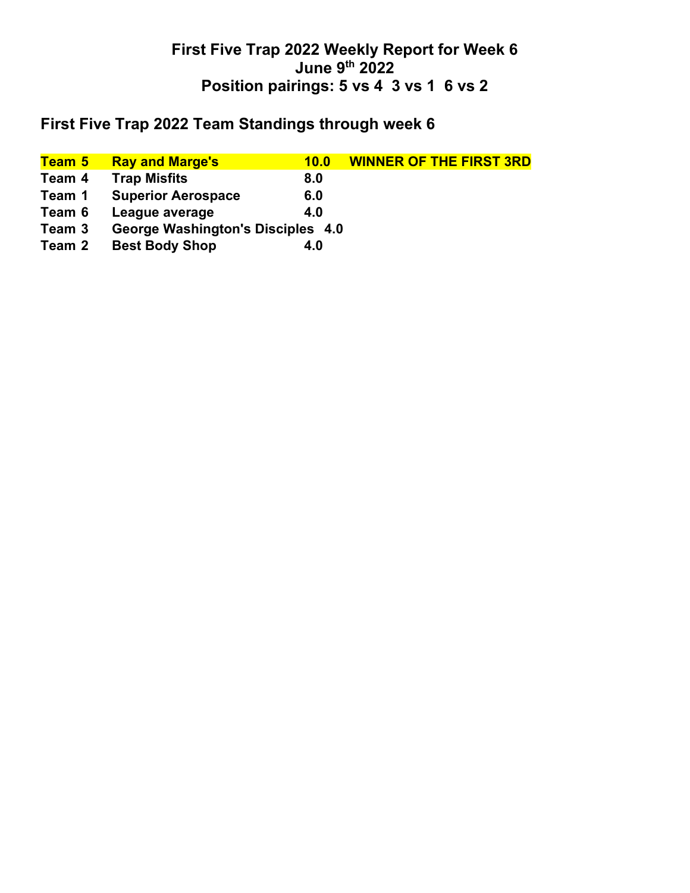# First Five Trap 2022 Weekly Report for Week 6
## June 9th 2022
## Position pairings: 5 vs 4  3 vs 1  6 vs 2

## First Five Trap 2022 Team Standings through week 6

| | | | |
|---|---|---|---|
| **Team 5** | **Ray and Marge's** | **10.0** | **WINNER OF THE FIRST 3RD** |
| **Team 4** | **Trap Misfits** | **8.0** | |
| **Team 1** | **Superior Aerospace** | **6.0** | |
| **Team 6** | **League average** | **4.0** | |
| **Team 3** | **George Washington's Disciples** | **4.0** | |
| **Team 2** | **Best Body Shop** | **4.0** | |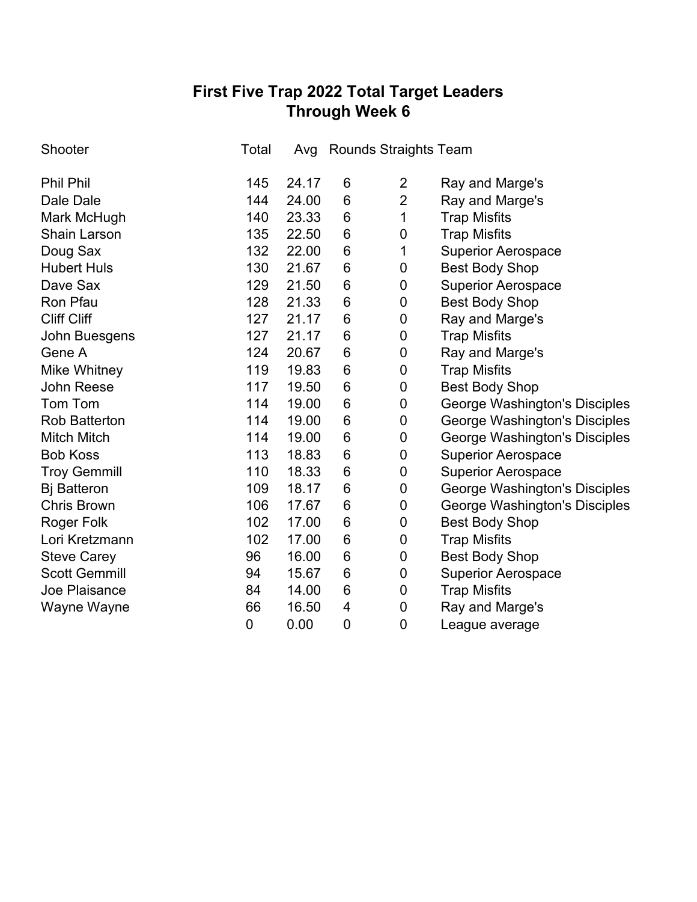# First Five Trap 2022 Total Target Leaders
## Through Week 6

| Shooter | Total | Avg | Rounds | Straights | Team |
|---|---|---|---|---|---|
| Phil Phil | 145 | 24.17 | 6 | 2 | Ray and Marge's |
| Dale Dale | 144 | 24.00 | 6 | 2 | Ray and Marge's |
| Mark McHugh | 140 | 23.33 | 6 | 1 | Trap Misfits |
| Shain Larson | 135 | 22.50 | 6 | 0 | Trap Misfits |
| Doug Sax | 132 | 22.00 | 6 | 1 | Superior Aerospace |
| Hubert Huls | 130 | 21.67 | 6 | 0 | Best Body Shop |
| Dave Sax | 129 | 21.50 | 6 | 0 | Superior Aerospace |
| Ron Pfau | 128 | 21.33 | 6 | 0 | Best Body Shop |
| Cliff Cliff | 127 | 21.17 | 6 | 0 | Ray and Marge's |
| John Buesgens | 127 | 21.17 | 6 | 0 | Trap Misfits |
| Gene A | 124 | 20.67 | 6 | 0 | Ray and Marge's |
| Mike Whitney | 119 | 19.83 | 6 | 0 | Trap Misfits |
| John Reese | 117 | 19.50 | 6 | 0 | Best Body Shop |
| Tom Tom | 114 | 19.00 | 6 | 0 | George Washington's Disciples |
| Rob Batterton | 114 | 19.00 | 6 | 0 | George Washington's Disciples |
| Mitch Mitch | 114 | 19.00 | 6 | 0 | George Washington's Disciples |
| Bob Koss | 113 | 18.83 | 6 | 0 | Superior Aerospace |
| Troy Gemmill | 110 | 18.33 | 6 | 0 | Superior Aerospace |
| Bj Batteron | 109 | 18.17 | 6 | 0 | George Washington's Disciples |
| Chris Brown | 106 | 17.67 | 6 | 0 | George Washington's Disciples |
| Roger Folk | 102 | 17.00 | 6 | 0 | Best Body Shop |
| Lori Kretzmann | 102 | 17.00 | 6 | 0 | Trap Misfits |
| Steve Carey | 96 | 16.00 | 6 | 0 | Best Body Shop |
| Scott Gemmill | 94 | 15.67 | 6 | 0 | Superior Aerospace |
| Joe Plaisance | 84 | 14.00 | 6 | 0 | Trap Misfits |
| Wayne Wayne | 66 | 16.50 | 4 | 0 | Ray and Marge's |
| | 0 | 0.00 | 0 | 0 | League average |